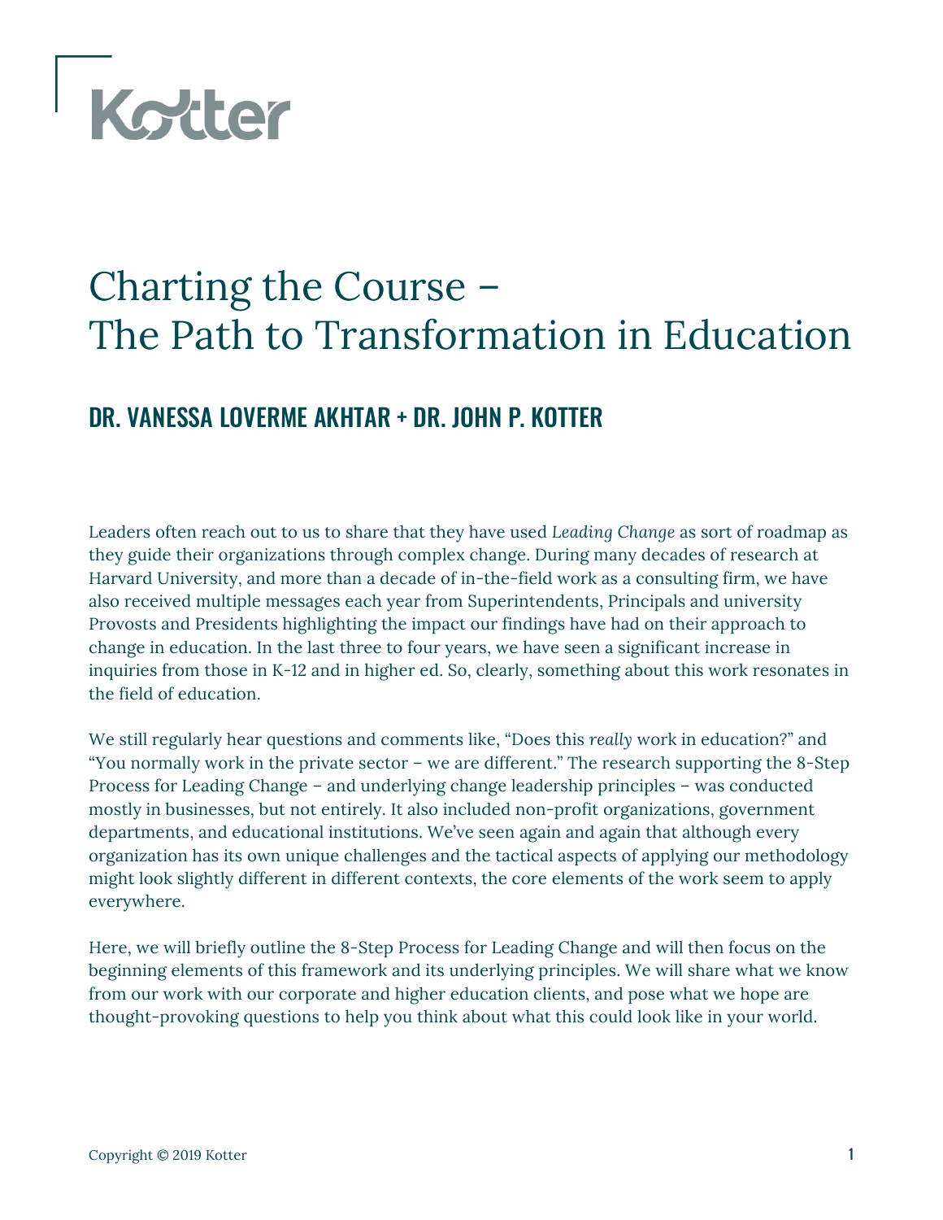Kotter

# Charting the Course – The Path to Transformation in Education

## DR. VANESSA LOVERME AKHTAR + DR. JOHN P. KOTTER

Leaders often reach out to us to share that they have used *Leading Change* as sort of roadmap as they guide their organizations through complex change. During many decades of research at Harvard University, and more than a decade of in-the-field work as a consulting firm, we have also received multiple messages each year from Superintendents, Principals and university Provosts and Presidents highlighting the impact our findings have had on their approach to change in education. In the last three to four years, we have seen a significant increase in inquiries from those in K-12 and in higher ed. So, clearly, something about this work resonates in the field of education.

We still regularly hear questions and comments like, "Does this *really* work in education?" and "You normally work in the private sector – we are different." The research supporting the 8-Step Process for Leading Change – and underlying change leadership principles – was conducted mostly in businesses, but not entirely. It also included non-profit organizations, government departments, and educational institutions. We've seen again and again that although every organization has its own unique challenges and the tactical aspects of applying our methodology might look slightly different in different contexts, the core elements of the work seem to apply everywhere.

Here, we will briefly outline the 8-Step Process for Leading Change and will then focus on the beginning elements of this framework and its underlying principles. We will share what we know from our work with our corporate and higher education clients, and pose what we hope are thought-provoking questions to help you think about what this could look like in your world.

Copyright © 2019 Kotter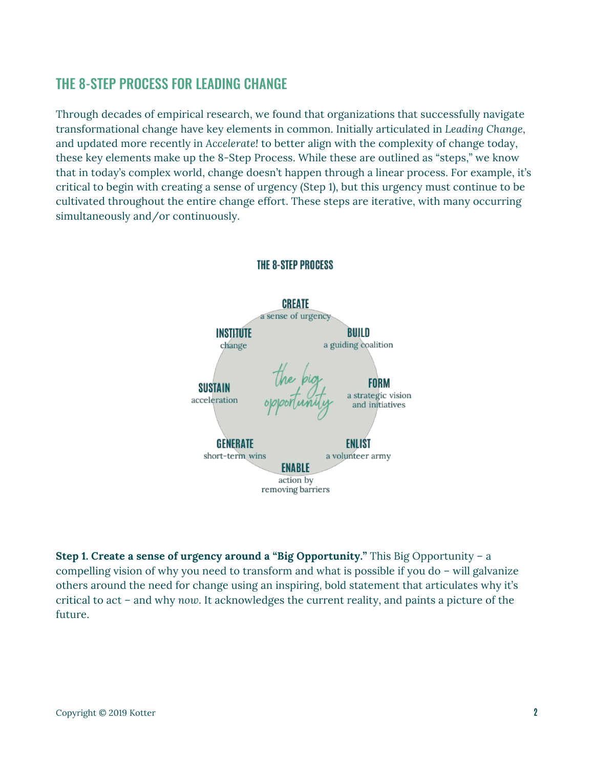## THE 8-STEP PROCESS FOR LEADING CHANGE

Through decades of empirical research, we found that organizations that successfully navigate transformational change have key elements in common. Initially articulated in *Leading Change*, and updated more recently in *Accelerate!* to better align with the complexity of change today, these key elements make up the 8-Step Process. While these are outlined as "steps," we know that in today's complex world, change doesn't happen through a linear process. For example, it's critical to begin with creating a sense of urgency (Step 1), but this urgency must continue to be cultivated throughout the entire change effort. These steps are iterative, with many occurring simultaneously and/or continuously.

### THE 8-STEP PROCESS

*the big opportunity*

- **CREATE** a sense of urgency
- **BUILD** a guiding coalition
- **FORM** a strategic vision and initiatives
- **ENLIST** a volunteer army
- **ENABLE** action by removing barriers
- **GENERATE** short-term wins
- **SUSTAIN** acceleration
- **INSTITUTE** change

**Step 1. Create a sense of urgency around a "Big Opportunity."** This Big Opportunity – a compelling vision of why you need to transform and what is possible if you do – will galvanize others around the need for change using an inspiring, bold statement that articulates why it's critical to act – and why *now*. It acknowledges the current reality, and paints a picture of the future.

Copyright © 2019 Kotter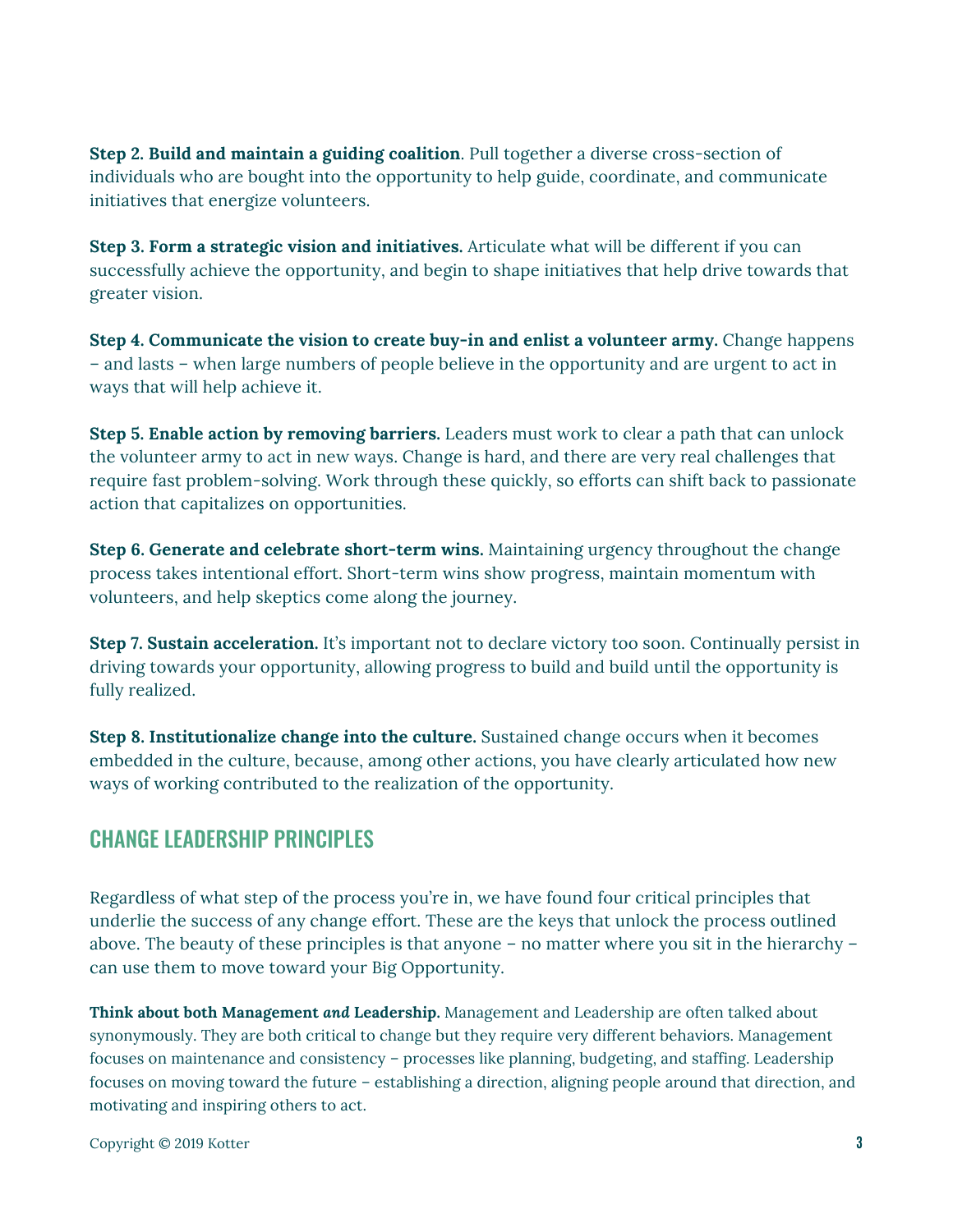**Step 2. Build and maintain a guiding coalition**. Pull together a diverse cross-section of individuals who are bought into the opportunity to help guide, coordinate, and communicate initiatives that energize volunteers.

**Step 3. Form a strategic vision and initiatives.** Articulate what will be different if you can successfully achieve the opportunity, and begin to shape initiatives that help drive towards that greater vision.

**Step 4. Communicate the vision to create buy-in and enlist a volunteer army.** Change happens – and lasts – when large numbers of people believe in the opportunity and are urgent to act in ways that will help achieve it.

**Step 5. Enable action by removing barriers.** Leaders must work to clear a path that can unlock the volunteer army to act in new ways. Change is hard, and there are very real challenges that require fast problem-solving. Work through these quickly, so efforts can shift back to passionate action that capitalizes on opportunities.

**Step 6. Generate and celebrate short-term wins.** Maintaining urgency throughout the change process takes intentional effort. Short-term wins show progress, maintain momentum with volunteers, and help skeptics come along the journey.

**Step 7. Sustain acceleration.** It's important not to declare victory too soon. Continually persist in driving towards your opportunity, allowing progress to build and build until the opportunity is fully realized.

**Step 8. Institutionalize change into the culture.** Sustained change occurs when it becomes embedded in the culture, because, among other actions, you have clearly articulated how new ways of working contributed to the realization of the opportunity.

## CHANGE LEADERSHIP PRINCIPLES

Regardless of what step of the process you're in, we have found four critical principles that underlie the success of any change effort. These are the keys that unlock the process outlined above. The beauty of these principles is that anyone – no matter where you sit in the hierarchy – can use them to move toward your Big Opportunity.

**Think about both Management *and* Leadership.** Management and Leadership are often talked about synonymously. They are both critical to change but they require very different behaviors. Management focuses on maintenance and consistency – processes like planning, budgeting, and staffing. Leadership focuses on moving toward the future – establishing a direction, aligning people around that direction, and motivating and inspiring others to act.

Copyright © 2019 Kotter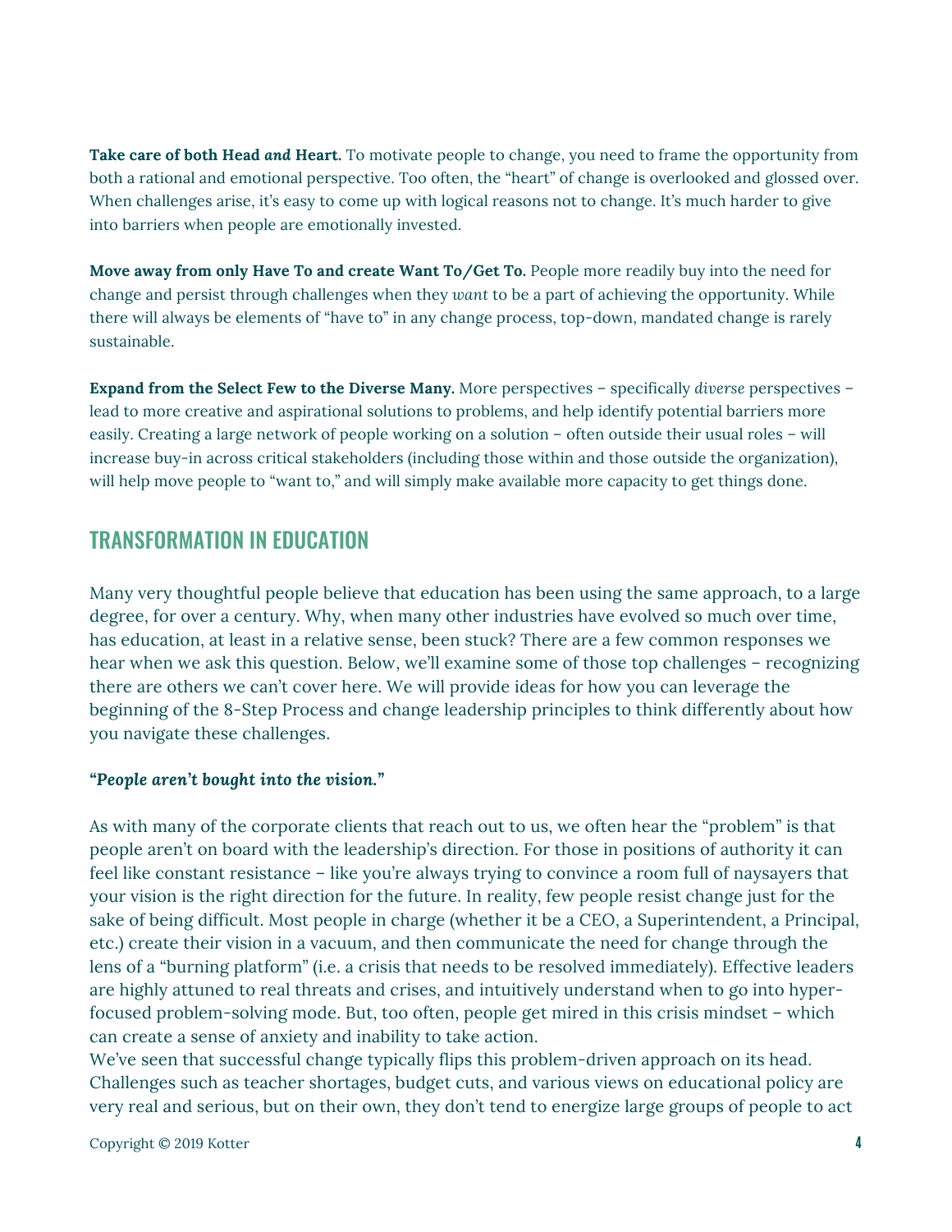**Take care of both Head *and* Heart.** To motivate people to change, you need to frame the opportunity from both a rational and emotional perspective. Too often, the "heart" of change is overlooked and glossed over. When challenges arise, it's easy to come up with logical reasons not to change. It's much harder to give into barriers when people are emotionally invested.

**Move away from only Have To and create Want To/Get To.** People more readily buy into the need for change and persist through challenges when they *want* to be a part of achieving the opportunity. While there will always be elements of "have to" in any change process, top-down, mandated change is rarely sustainable.

**Expand from the Select Few to the Diverse Many.** More perspectives – specifically *diverse* perspectives – lead to more creative and aspirational solutions to problems, and help identify potential barriers more easily. Creating a large network of people working on a solution – often outside their usual roles – will increase buy-in across critical stakeholders (including those within and those outside the organization), will help move people to "want to," and will simply make available more capacity to get things done.

## TRANSFORMATION IN EDUCATION

Many very thoughtful people believe that education has been using the same approach, to a large degree, for over a century. Why, when many other industries have evolved so much over time, has education, at least in a relative sense, been stuck? There are a few common responses we hear when we ask this question. Below, we'll examine some of those top challenges – recognizing there are others we can't cover here. We will provide ideas for how you can leverage the beginning of the 8-Step Process and change leadership principles to think differently about how you navigate these challenges.

***"People aren't bought into the vision."***

As with many of the corporate clients that reach out to us, we often hear the "problem" is that people aren't on board with the leadership's direction. For those in positions of authority it can feel like constant resistance – like you're always trying to convince a room full of naysayers that your vision is the right direction for the future. In reality, few people resist change just for the sake of being difficult. Most people in charge (whether it be a CEO, a Superintendent, a Principal, etc.) create their vision in a vacuum, and then communicate the need for change through the lens of a "burning platform" (i.e. a crisis that needs to be resolved immediately). Effective leaders are highly attuned to real threats and crises, and intuitively understand when to go into hyper-focused problem-solving mode. But, too often, people get mired in this crisis mindset – which can create a sense of anxiety and inability to take action.

We've seen that successful change typically flips this problem-driven approach on its head. Challenges such as teacher shortages, budget cuts, and various views on educational policy are very real and serious, but on their own, they don't tend to energize large groups of people to act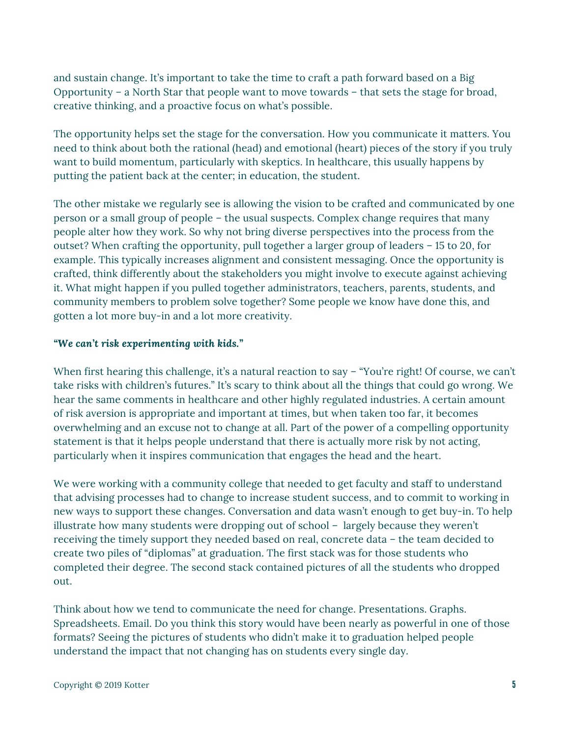and sustain change. It's important to take the time to craft a path forward based on a Big Opportunity – a North Star that people want to move towards – that sets the stage for broad, creative thinking, and a proactive focus on what's possible.

The opportunity helps set the stage for the conversation. How you communicate it matters. You need to think about both the rational (head) and emotional (heart) pieces of the story if you truly want to build momentum, particularly with skeptics. In healthcare, this usually happens by putting the patient back at the center; in education, the student.

The other mistake we regularly see is allowing the vision to be crafted and communicated by one person or a small group of people – the usual suspects. Complex change requires that many people alter how they work. So why not bring diverse perspectives into the process from the outset? When crafting the opportunity, pull together a larger group of leaders – 15 to 20, for example. This typically increases alignment and consistent messaging. Once the opportunity is crafted, think differently about the stakeholders you might involve to execute against achieving it. What might happen if you pulled together administrators, teachers, parents, students, and community members to problem solve together? Some people we know have done this, and gotten a lot more buy-in and a lot more creativity.

***"We can't risk experimenting with kids."***

When first hearing this challenge, it's a natural reaction to say – "You're right! Of course, we can't take risks with children's futures." It's scary to think about all the things that could go wrong. We hear the same comments in healthcare and other highly regulated industries. A certain amount of risk aversion is appropriate and important at times, but when taken too far, it becomes overwhelming and an excuse not to change at all. Part of the power of a compelling opportunity statement is that it helps people understand that there is actually more risk by not acting, particularly when it inspires communication that engages the head and the heart.

We were working with a community college that needed to get faculty and staff to understand that advising processes had to change to increase student success, and to commit to working in new ways to support these changes. Conversation and data wasn't enough to get buy-in. To help illustrate how many students were dropping out of school – largely because they weren't receiving the timely support they needed based on real, concrete data – the team decided to create two piles of "diplomas" at graduation. The first stack was for those students who completed their degree. The second stack contained pictures of all the students who dropped out.

Think about how we tend to communicate the need for change. Presentations. Graphs. Spreadsheets. Email. Do you think this story would have been nearly as powerful in one of those formats? Seeing the pictures of students who didn't make it to graduation helped people understand the impact that not changing has on students every single day.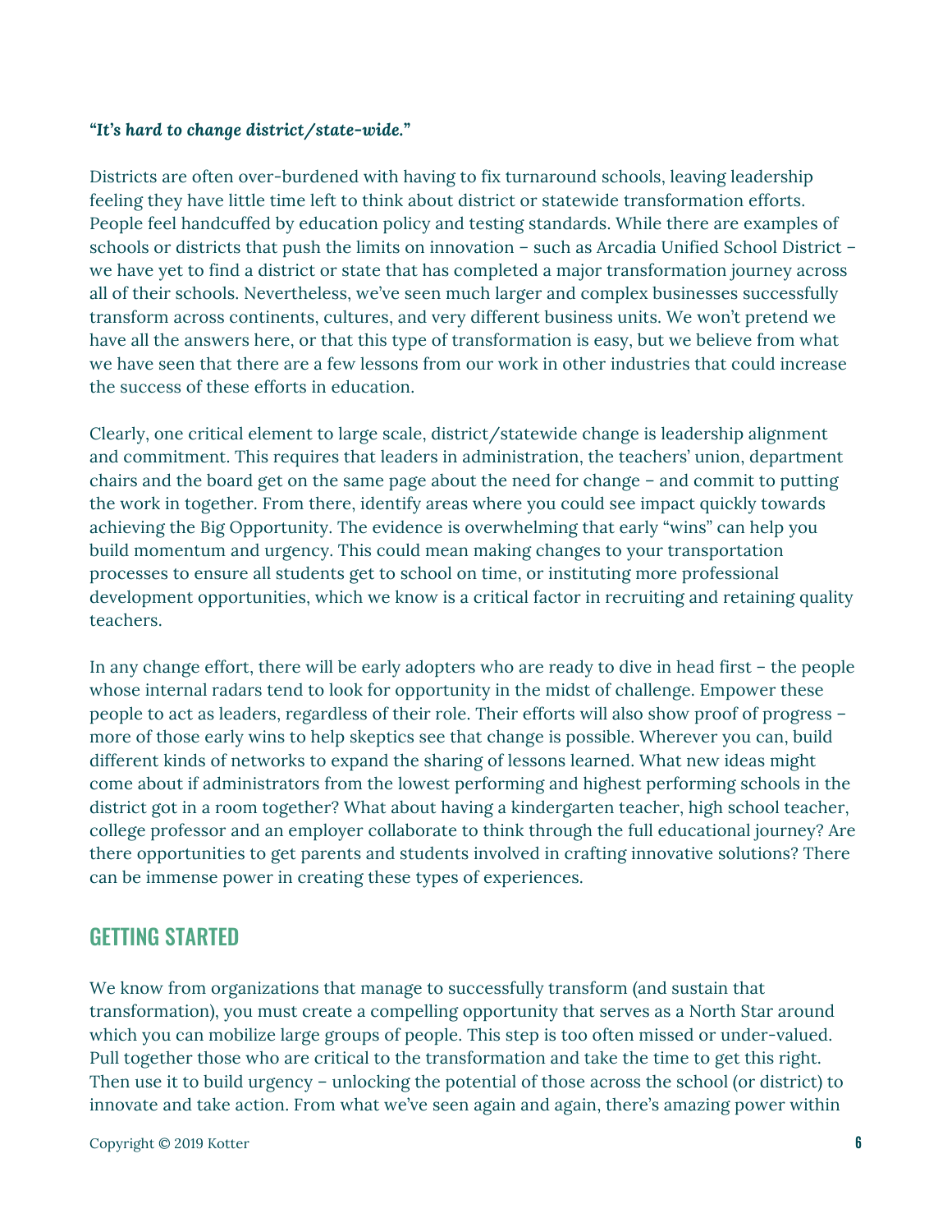***"It's hard to change district/state-wide."***

Districts are often over-burdened with having to fix turnaround schools, leaving leadership feeling they have little time left to think about district or statewide transformation efforts. People feel handcuffed by education policy and testing standards. While there are examples of schools or districts that push the limits on innovation – such as Arcadia Unified School District – we have yet to find a district or state that has completed a major transformation journey across all of their schools. Nevertheless, we've seen much larger and complex businesses successfully transform across continents, cultures, and very different business units. We won't pretend we have all the answers here, or that this type of transformation is easy, but we believe from what we have seen that there are a few lessons from our work in other industries that could increase the success of these efforts in education.

Clearly, one critical element to large scale, district/statewide change is leadership alignment and commitment. This requires that leaders in administration, the teachers' union, department chairs and the board get on the same page about the need for change – and commit to putting the work in together. From there, identify areas where you could see impact quickly towards achieving the Big Opportunity. The evidence is overwhelming that early "wins" can help you build momentum and urgency. This could mean making changes to your transportation processes to ensure all students get to school on time, or instituting more professional development opportunities, which we know is a critical factor in recruiting and retaining quality teachers.

In any change effort, there will be early adopters who are ready to dive in head first – the people whose internal radars tend to look for opportunity in the midst of challenge. Empower these people to act as leaders, regardless of their role. Their efforts will also show proof of progress – more of those early wins to help skeptics see that change is possible. Wherever you can, build different kinds of networks to expand the sharing of lessons learned. What new ideas might come about if administrators from the lowest performing and highest performing schools in the district got in a room together? What about having a kindergarten teacher, high school teacher, college professor and an employer collaborate to think through the full educational journey? Are there opportunities to get parents and students involved in crafting innovative solutions? There can be immense power in creating these types of experiences.

## GETTING STARTED

We know from organizations that manage to successfully transform (and sustain that transformation), you must create a compelling opportunity that serves as a North Star around which you can mobilize large groups of people. This step is too often missed or under-valued. Pull together those who are critical to the transformation and take the time to get this right. Then use it to build urgency – unlocking the potential of those across the school (or district) to innovate and take action. From what we've seen again and again, there's amazing power within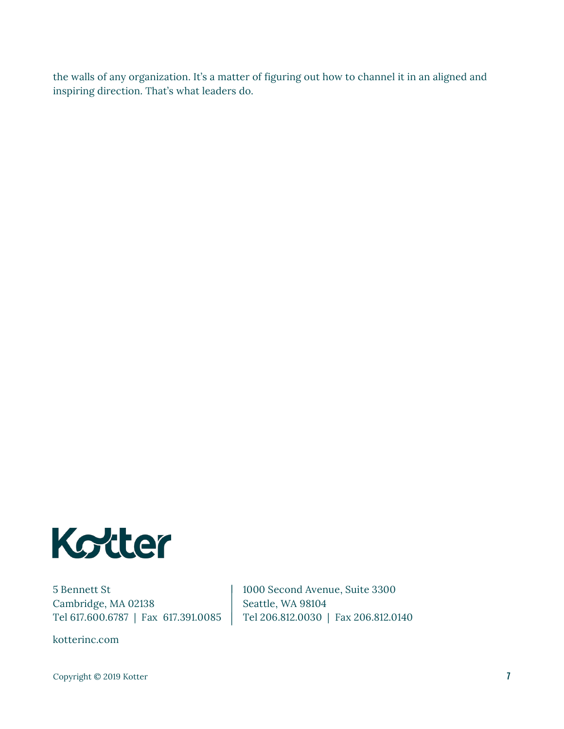the walls of any organization. It's a matter of figuring out how to channel it in an aligned and inspiring direction. That's what leaders do.

Kotter

5 Bennett St
Cambridge, MA 02138
Tel 617.600.6787 | Fax 617.391.0085

1000 Second Avenue, Suite 3300
Seattle, WA 98104
Tel 206.812.0030 | Fax 206.812.0140

kotterinc.com

Copyright © 2019 Kotter